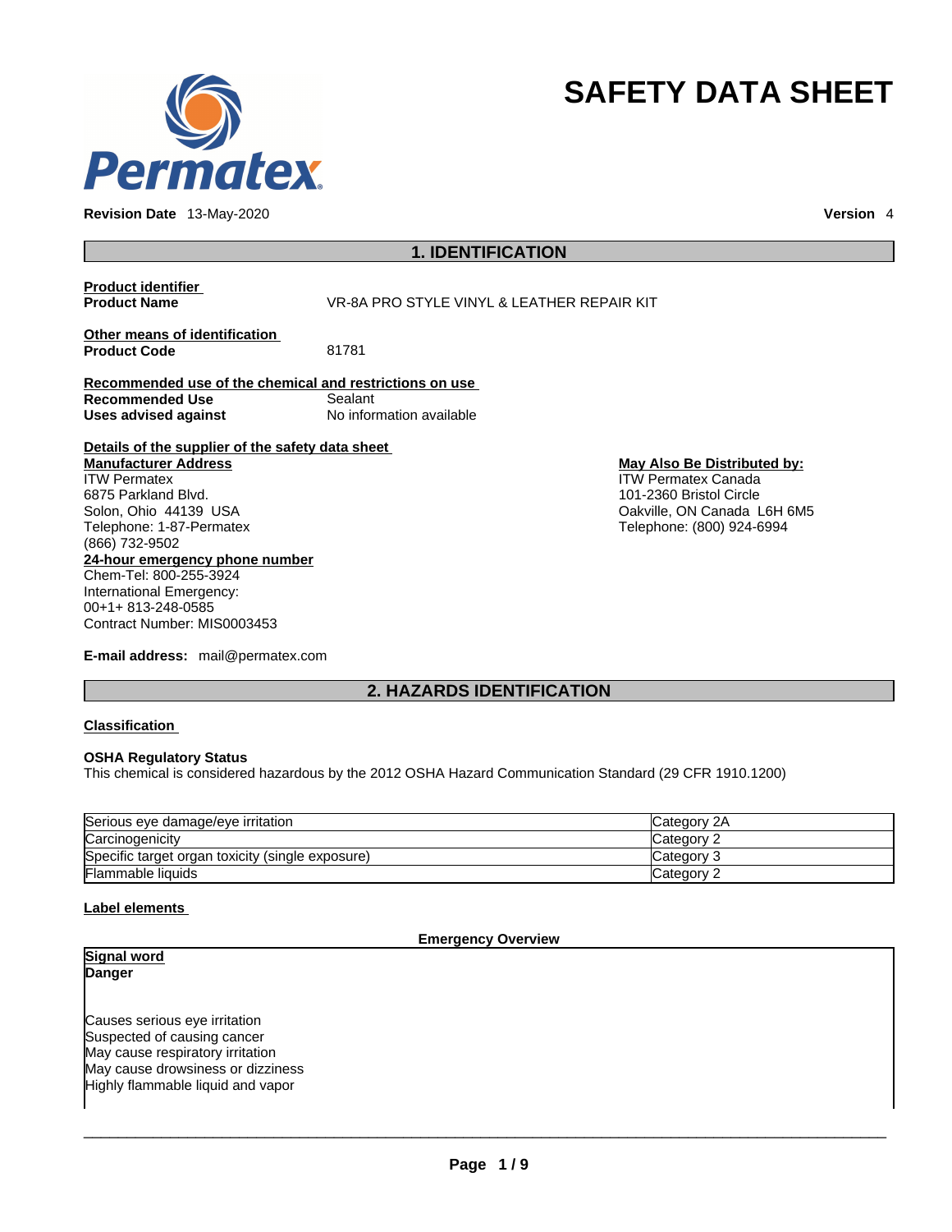Permatex

# SAFETY DATA SHEET

**Revision Date** 13-May-2020 **Version** 4

## 1. IDENTIFICATION

**Product identifier**

**Product Name** VR-8A PRO STYLE VINYL & LEATHER REPAIR KIT

**Other means of identification**

**Product Code** 81781

**Recommended use of the chemical and restrictions on use**

**Recommended Use** Sealant

**Uses advised against** No information available

**Details of the supplier of the safety data sheet**

**Manufacturer Address**
ITW Permatex
6875 Parkland Blvd.
Solon, Ohio 44139 USA
Telephone: 1-87-Permatex
(866) 732-9502

**May Also Be Distributed by:**
ITW Permatex Canada
101-2360 Bristol Circle
Oakville, ON Canada L6H 6M5
Telephone: (800) 924-6994

**24-hour emergency phone number**
Chem-Tel: 800-255-3924
International Emergency:
00+1+ 813-248-0585
Contract Number: MIS0003453

**E-mail address:** mail@permatex.com

## 2. HAZARDS IDENTIFICATION

**Classification**

**OSHA Regulatory Status**
This chemical is considered hazardous by the 2012 OSHA Hazard Communication Standard (29 CFR 1910.1200)

| Hazard | Category |
|---|---|
| Serious eye damage/eye irritation | Category 2A |
| Carcinogenicity | Category 2 |
| Specific target organ toxicity (single exposure) | Category 3 |
| Flammable liquids | Category 2 |

**Label elements**

**Emergency Overview**

**Signal word**
**Danger**

Causes serious eye irritation
Suspected of causing cancer
May cause respiratory irritation
May cause drowsiness or dizziness
Highly flammable liquid and vapor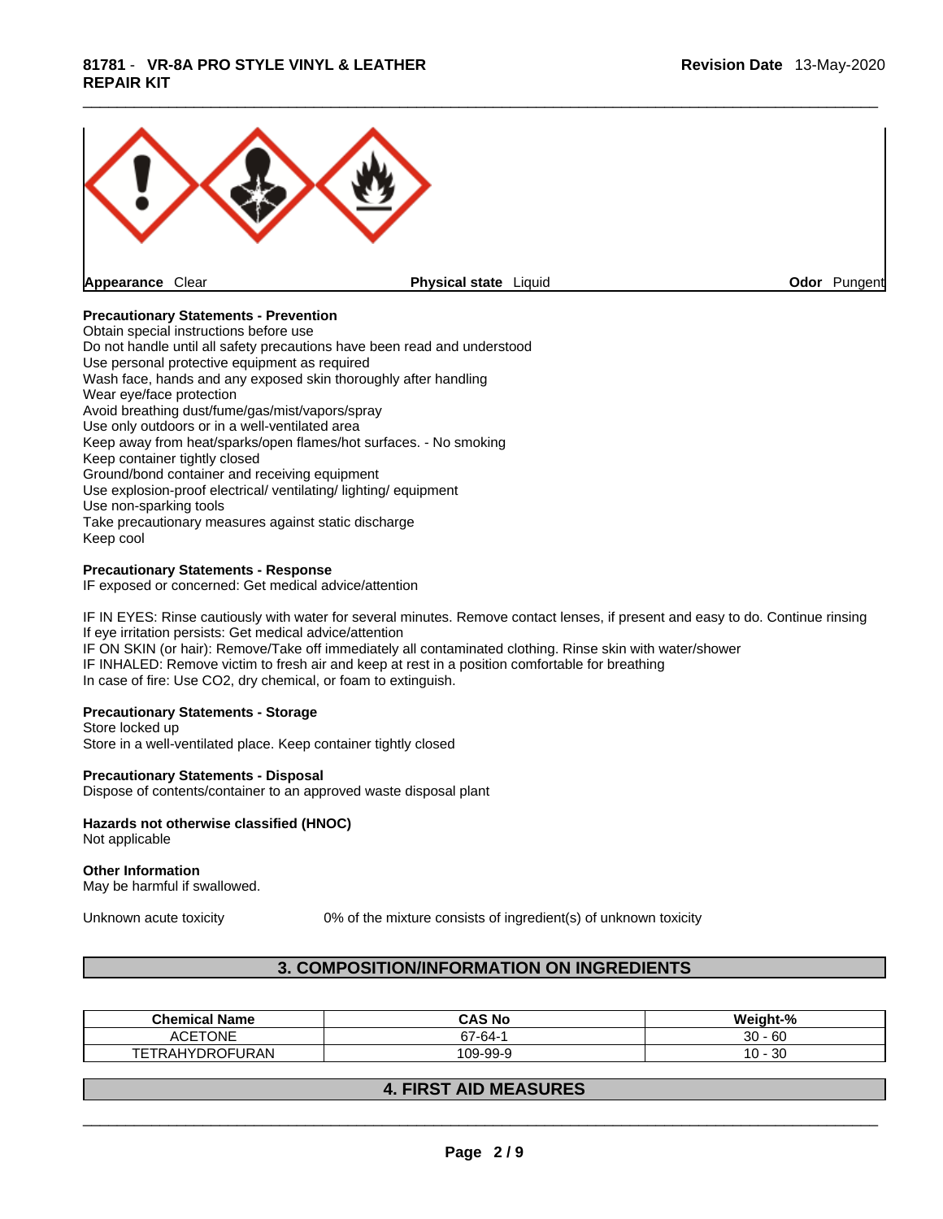| **Appearance** Clear | **Physical state** Liquid | **Odor** Pungent |
|---|---|---|

**Precautionary Statements - Prevention**
Obtain special instructions before use
Do not handle until all safety precautions have been read and understood
Use personal protective equipment as required
Wash face, hands and any exposed skin thoroughly after handling
Wear eye/face protection
Avoid breathing dust/fume/gas/mist/vapors/spray
Use only outdoors or in a well-ventilated area
Keep away from heat/sparks/open flames/hot surfaces. - No smoking
Keep container tightly closed
Ground/bond container and receiving equipment
Use explosion-proof electrical/ ventilating/ lighting/ equipment
Use non-sparking tools
Take precautionary measures against static discharge
Keep cool

**Precautionary Statements - Response**
IF exposed or concerned: Get medical advice/attention

IF IN EYES: Rinse cautiously with water for several minutes. Remove contact lenses, if present and easy to do. Continue rinsing
If eye irritation persists: Get medical advice/attention
IF ON SKIN (or hair): Remove/Take off immediately all contaminated clothing. Rinse skin with water/shower
IF INHALED: Remove victim to fresh air and keep at rest in a position comfortable for breathing
In case of fire: Use CO2, dry chemical, or foam to extinguish.

**Precautionary Statements - Storage**
Store locked up
Store in a well-ventilated place. Keep container tightly closed

**Precautionary Statements - Disposal**
Dispose of contents/container to an approved waste disposal plant

**Hazards not otherwise classified (HNOC)**
Not applicable

**Other Information**
May be harmful if swallowed.

Unknown acute toxicity 0% of the mixture consists of ingredient(s) of unknown toxicity

## 3. COMPOSITION/INFORMATION ON INGREDIENTS

| Chemical Name | CAS No | Weight-% |
|---|---|---|
| ACETONE | 67-64-1 | 30 - 60 |
| TETRAHYDROFURAN | 109-99-9 | 10 - 30 |

## 4. FIRST AID MEASURES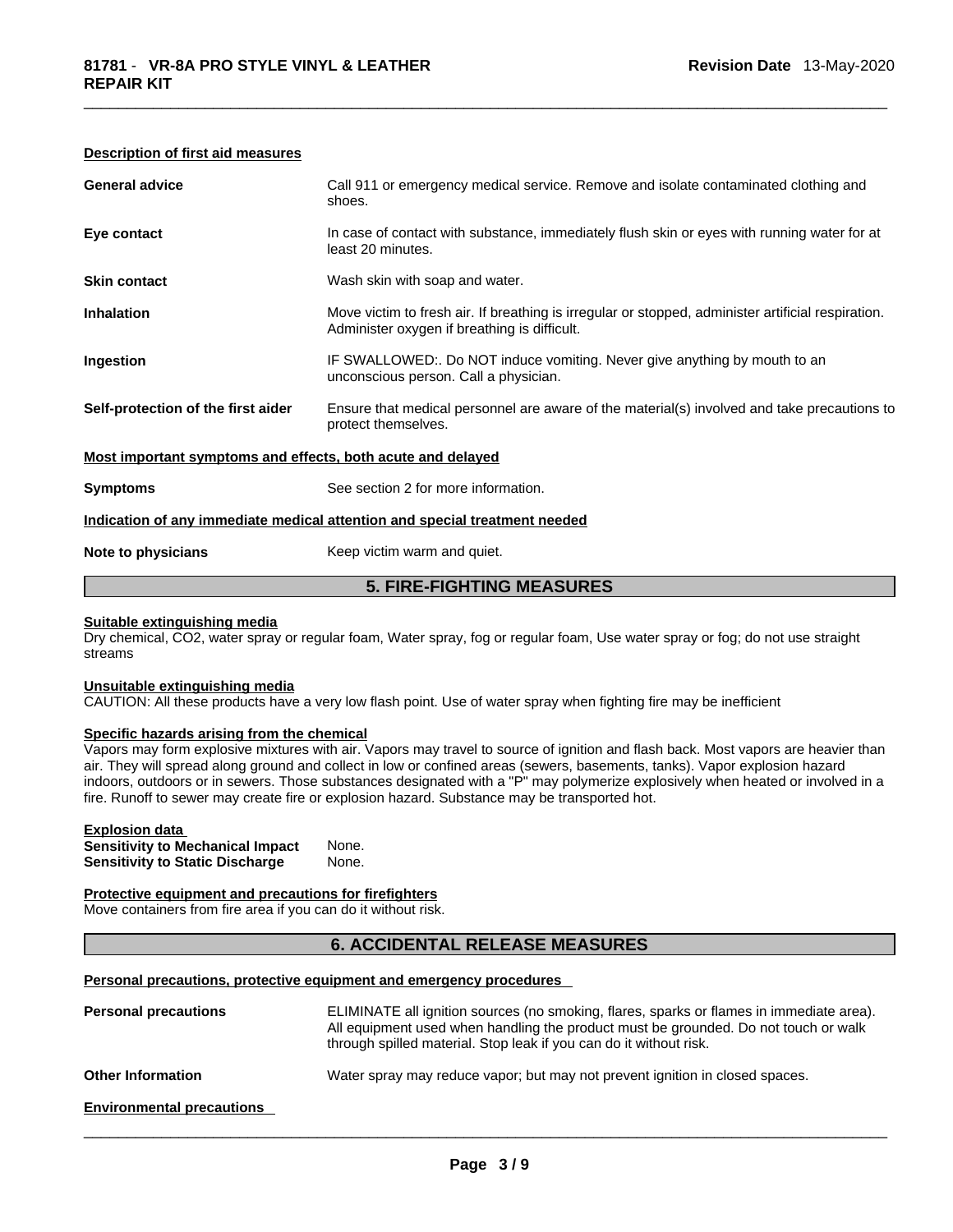#### Description of first aid measures

| | |
|---|---|
| **General advice** | Call 911 or emergency medical service. Remove and isolate contaminated clothing and shoes. |
| **Eye contact** | In case of contact with substance, immediately flush skin or eyes with running water for at least 20 minutes. |
| **Skin contact** | Wash skin with soap and water. |
| **Inhalation** | Move victim to fresh air. If breathing is irregular or stopped, administer artificial respiration. Administer oxygen if breathing is difficult. |
| **Ingestion** | IF SWALLOWED:. Do NOT induce vomiting. Never give anything by mouth to an unconscious person. Call a physician. |
| **Self-protection of the first aider** | Ensure that medical personnel are aware of the material(s) involved and take precautions to protect themselves. |

#### Most important symptoms and effects, both acute and delayed

| | |
|---|---|
| **Symptoms** | See section 2 for more information. |

#### Indication of any immediate medical attention and special treatment needed

| | |
|---|---|
| **Note to physicians** | Keep victim warm and quiet. |

## 5. FIRE-FIGHTING MEASURES

#### Suitable extinguishing media

Dry chemical, $CO_2$, water spray or regular foam, Water spray, fog or regular foam, Use water spray or fog; do not use straight streams

#### Unsuitable extinguishing media

CAUTION: All these products have a very low flash point. Use of water spray when fighting fire may be inefficient

#### Specific hazards arising from the chemical

Vapors may form explosive mixtures with air. Vapors may travel to source of ignition and flash back. Most vapors are heavier than air. They will spread along ground and collect in low or confined areas (sewers, basements, tanks). Vapor explosion hazard indoors, outdoors or in sewers. Those substances designated with a "P" may polymerize explosively when heated or involved in a fire. Runoff to sewer may create fire or explosion hazard. Substance may be transported hot.

#### Explosion data

**Sensitivity to Mechanical Impact** None.
**Sensitivity to Static Discharge** None.

#### Protective equipment and precautions for firefighters

Move containers from fire area if you can do it without risk.

## 6. ACCIDENTAL RELEASE MEASURES

#### Personal precautions, protective equipment and emergency procedures

| | |
|---|---|
| **Personal precautions** | ELIMINATE all ignition sources (no smoking, flares, sparks or flames in immediate area). All equipment used when handling the product must be grounded. Do not touch or walk through spilled material. Stop leak if you can do it without risk. |
| **Other Information** | Water spray may reduce vapor; but may not prevent ignition in closed spaces. |

#### Environmental precautions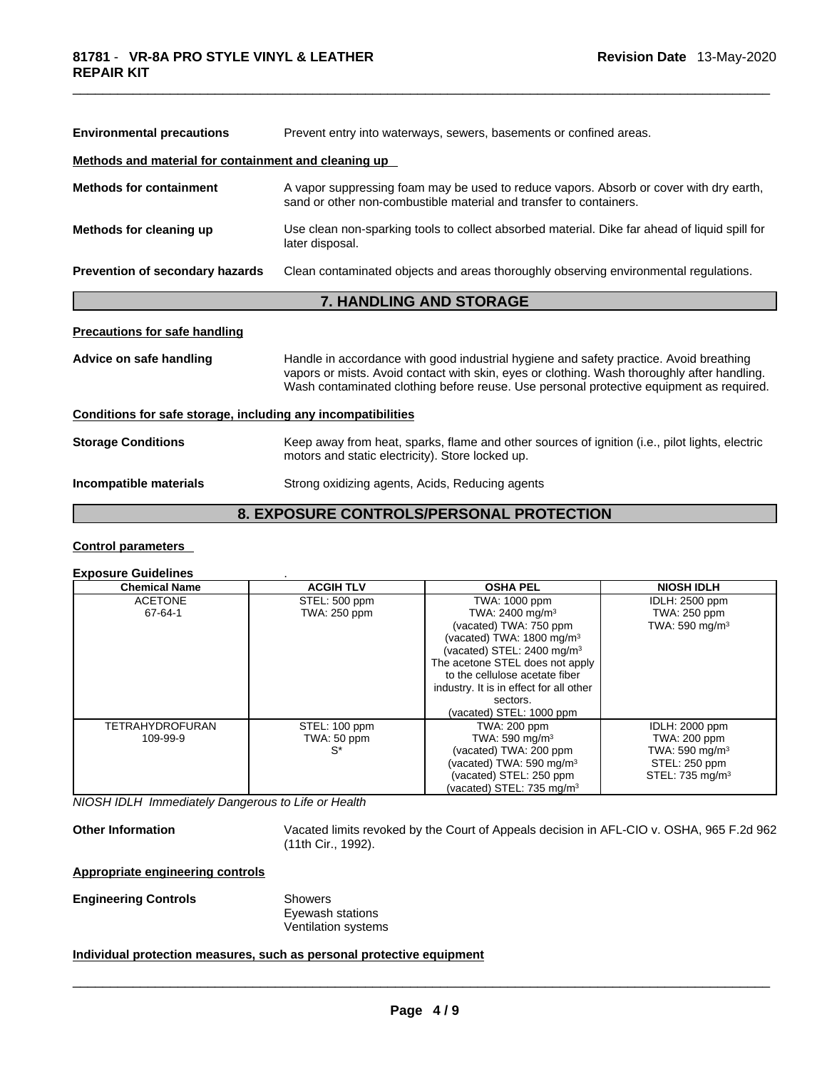**Environmental precautions** Prevent entry into waterways, sewers, basements or confined areas.

**Methods and material for containment and cleaning up**

**Methods for containment** A vapor suppressing foam may be used to reduce vapors. Absorb or cover with dry earth, sand or other non-combustible material and transfer to containers.

**Methods for cleaning up** Use clean non-sparking tools to collect absorbed material. Dike far ahead of liquid spill for later disposal.

**Prevention of secondary hazards** Clean contaminated objects and areas thoroughly observing environmental regulations.

## 7. HANDLING AND STORAGE

**Precautions for safe handling**

**Advice on safe handling** Handle in accordance with good industrial hygiene and safety practice. Avoid breathing vapors or mists. Avoid contact with skin, eyes or clothing. Wash thoroughly after handling. Wash contaminated clothing before reuse. Use personal protective equipment as required.

**Conditions for safe storage, including any incompatibilities**

**Storage Conditions** Keep away from heat, sparks, flame and other sources of ignition (i.e., pilot lights, electric motors and static electricity). Store locked up.

**Incompatible materials** Strong oxidizing agents, Acids, Reducing agents

## 8. EXPOSURE CONTROLS/PERSONAL PROTECTION

**Control parameters**

**Exposure Guidelines** .

| Chemical Name | ACGIH TLV | OSHA PEL | NIOSH IDLH |
|---|---|---|---|
| ACETONE<br>67-64-1 | STEL: 500 ppm<br>TWA: 250 ppm | TWA: 1000 ppm<br>TWA: 2400 mg/m³<br>(vacated) TWA: 750 ppm<br>(vacated) TWA: 1800 mg/m³<br>(vacated) STEL: 2400 mg/m³<br>The acetone STEL does not apply to the cellulose acetate fiber industry. It is in effect for all other sectors.<br>(vacated) STEL: 1000 ppm | IDLH: 2500 ppm<br>TWA: 250 ppm<br>TWA: 590 mg/m³ |
| TETRAHYDROFURAN<br>109-99-9 | STEL: 100 ppm<br>TWA: 50 ppm<br>S* | TWA: 200 ppm<br>TWA: 590 mg/m³<br>(vacated) TWA: 200 ppm<br>(vacated) TWA: 590 mg/m³<br>(vacated) STEL: 250 ppm<br>(vacated) STEL: 735 mg/m³ | IDLH: 2000 ppm<br>TWA: 200 ppm<br>TWA: 590 mg/m³<br>STEL: 250 ppm<br>STEL: 735 mg/m³ |

*NIOSH IDLH Immediately Dangerous to Life or Health*

**Other Information** Vacated limits revoked by the Court of Appeals decision in AFL-CIO v. OSHA, 965 F.2d 962 (11th Cir., 1992).

**Appropriate engineering controls**

**Engineering Controls** Showers
Eyewash stations
Ventilation systems

**Individual protection measures, such as personal protective equipment**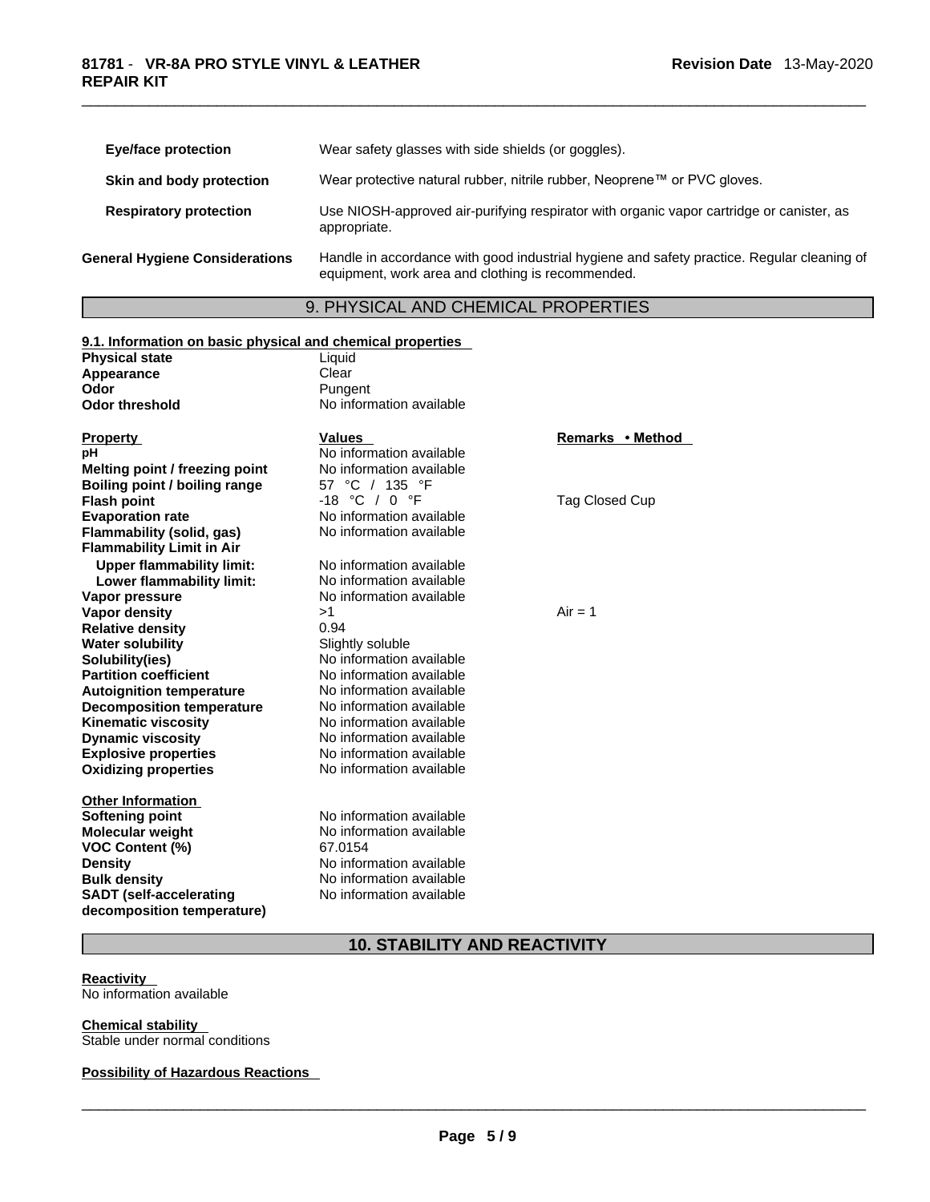| | |
|---|---|
| **Eye/face protection** | Wear safety glasses with side shields (or goggles). |
| **Skin and body protection** | Wear protective natural rubber, nitrile rubber, Neoprene™ or PVC gloves. |
| **Respiratory protection** | Use NIOSH-approved air-purifying respirator with organic vapor cartridge or canister, as appropriate. |
| **General Hygiene Considerations** | Handle in accordance with good industrial hygiene and safety practice. Regular cleaning of equipment, work area and clothing is recommended. |

## 9. PHYSICAL AND CHEMICAL PROPERTIES

### 9.1. Information on basic physical and chemical properties

| | |
|---|---|
| **Physical state** | Liquid |
| **Appearance** | Clear |
| **Odor** | Pungent |
| **Odor threshold** | No information available |

| **Property** | **Values** | **Remarks • Method** |
|---|---|---|
| **pH** | No information available | |
| **Melting point / freezing point** | No information available | |
| **Boiling point / boiling range** | 57 °C / 135 °F | |
| **Flash point** | -18 °C / 0 °F | Tag Closed Cup |
| **Evaporation rate** | No information available | |
| **Flammability (solid, gas)** | No information available | |
| **Flammability Limit in Air** | | |
| **Upper flammability limit:** | No information available | |
| **Lower flammability limit:** | No information available | |
| **Vapor pressure** | No information available | |
| **Vapor density** | >1 | Air = 1 |
| **Relative density** | 0.94 | |
| **Water solubility** | Slightly soluble | |
| **Solubility(ies)** | No information available | |
| **Partition coefficient** | No information available | |
| **Autoignition temperature** | No information available | |
| **Decomposition temperature** | No information available | |
| **Kinematic viscosity** | No information available | |
| **Dynamic viscosity** | No information available | |
| **Explosive properties** | No information available | |
| **Oxidizing properties** | No information available | |

**Other Information**

| | |
|---|---|
| **Softening point** | No information available |
| **Molecular weight** | No information available |
| **VOC Content (%)** | 67.0154 |
| **Density** | No information available |
| **Bulk density** | No information available |
| **SADT (self-accelerating decomposition temperature)** | No information available |

## 10. STABILITY AND REACTIVITY

**Reactivity**

No information available

**Chemical stability**

Stable under normal conditions

**Possibility of Hazardous Reactions**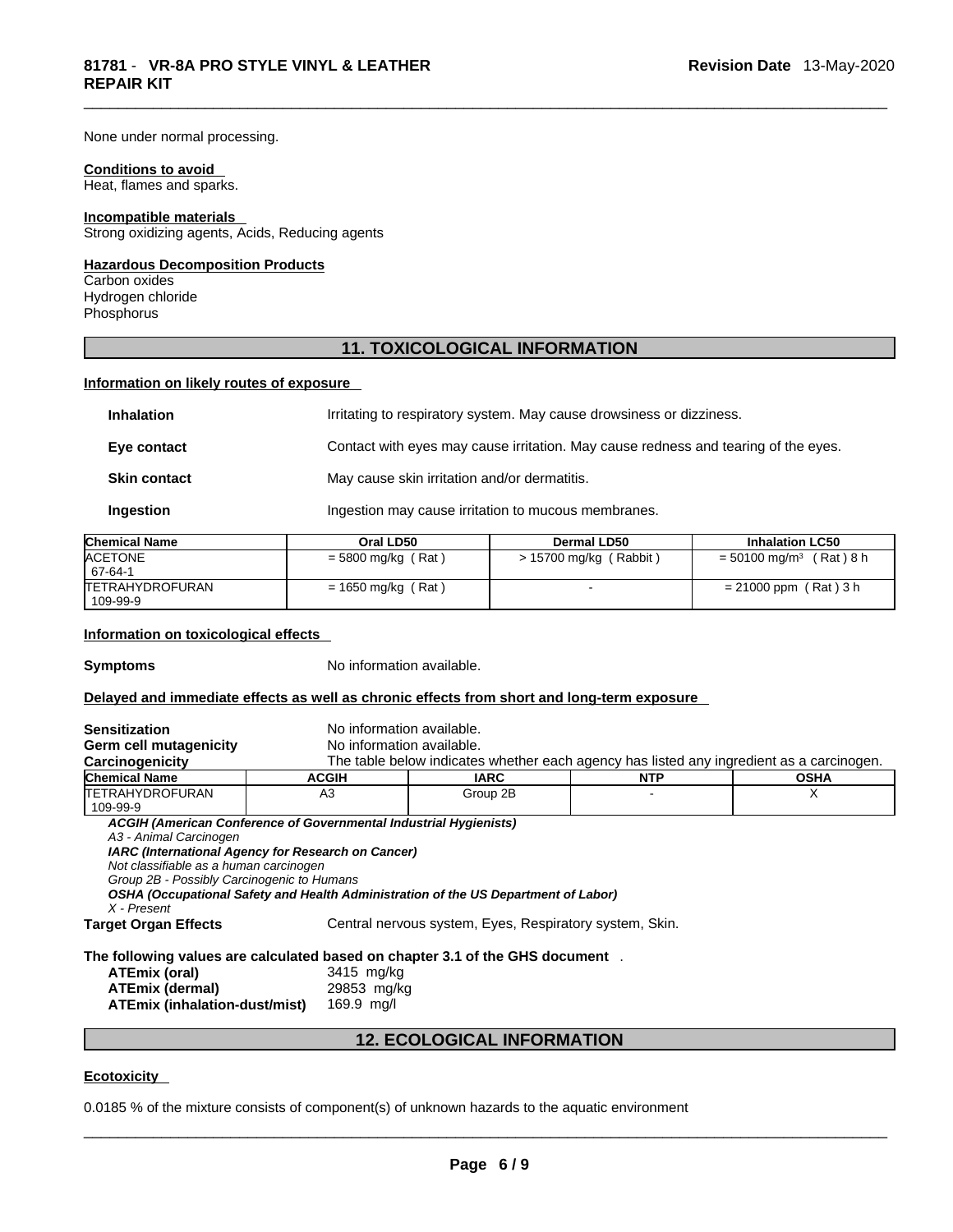None under normal processing.

**Conditions to avoid**
Heat, flames and sparks.

**Incompatible materials**
Strong oxidizing agents, Acids, Reducing agents

**Hazardous Decomposition Products**
Carbon oxides
Hydrogen chloride
Phosphorus

## 11. TOXICOLOGICAL INFORMATION

**Information on likely routes of exposure**

**Inhalation** Irritating to respiratory system. May cause drowsiness or dizziness.

**Eye contact** Contact with eyes may cause irritation. May cause redness and tearing of the eyes.

**Skin contact** May cause skin irritation and/or dermatitis.

**Ingestion** Ingestion may cause irritation to mucous membranes.

| Chemical Name | Oral LD50 | Dermal LD50 | Inhalation LC50 |
|---|---|---|---|
| ACETONE 67-64-1 | = 5800 mg/kg ( Rat ) | > 15700 mg/kg ( Rabbit ) | = 50100 mg/m³ ( Rat ) 8 h |
| TETRAHYDROFURAN 109-99-9 | = 1650 mg/kg ( Rat ) | - | = 21000 ppm ( Rat ) 3 h |

**Information on toxicological effects**

**Symptoms** No information available.

**Delayed and immediate effects as well as chronic effects from short and long-term exposure**

**Sensitization** No information available.
**Germ cell mutagenicity** No information available.
**Carcinogenicity** The table below indicates whether each agency has listed any ingredient as a carcinogen.

| Chemical Name | ACGIH | IARC | NTP | OSHA |
|---|---|---|---|---|
| TETRAHYDROFURAN 109-99-9 | A3 | Group 2B | - | X |

*ACGIH (American Conference of Governmental Industrial Hygienists)*
*A3 - Animal Carcinogen*
*IARC (International Agency for Research on Cancer)*
*Not classifiable as a human carcinogen*
*Group 2B - Possibly Carcinogenic to Humans*
*OSHA (Occupational Safety and Health Administration of the US Department of Labor)*
*X - Present*

**Target Organ Effects** Central nervous system, Eyes, Respiratory system, Skin.

**The following values are calculated based on chapter 3.1 of the GHS document** .

**ATEmix (oral)** 3415 mg/kg
**ATEmix (dermal)** 29853 mg/kg
**ATEmix (inhalation-dust/mist)** 169.9 mg/l

## 12. ECOLOGICAL INFORMATION

**Ecotoxicity**

0.0185 % of the mixture consists of component(s) of unknown hazards to the aquatic environment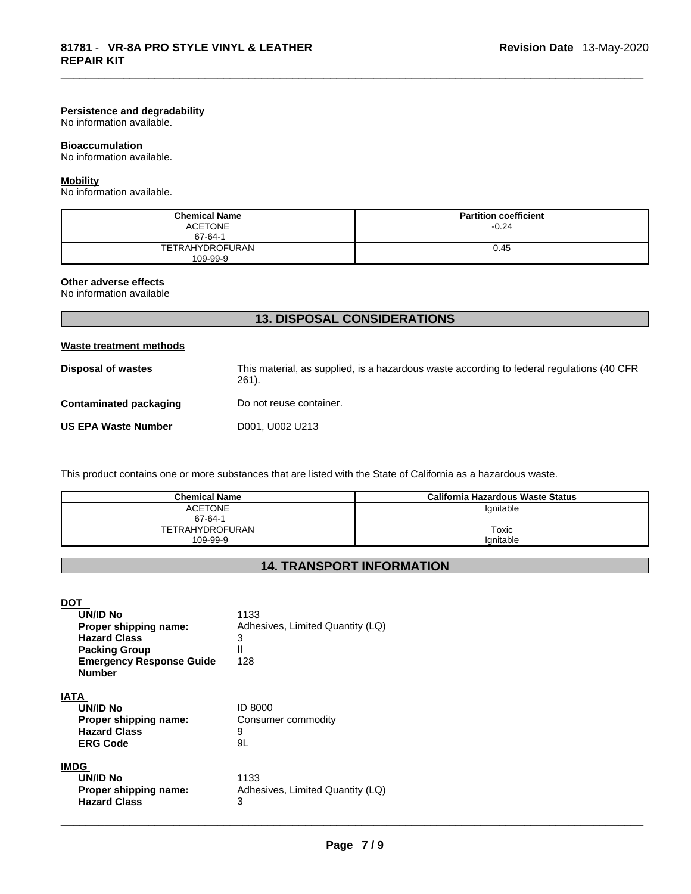#### Persistence and degradability

No information available.

#### Bioaccumulation

No information available.

#### Mobility

No information available.

| Chemical Name | Partition coefficient |
|---|---|
| ACETONE<br>67-64-1 | -0.24 |
| TETRAHYDROFURAN<br>109-99-9 | 0.45 |

#### Other adverse effects

No information available

## 13. DISPOSAL CONSIDERATIONS

#### Waste treatment methods

**Disposal of wastes** This material, as supplied, is a hazardous waste according to federal regulations (40 CFR 261).

**Contaminated packaging** Do not reuse container.

**US EPA Waste Number** D001, U002 U213

This product contains one or more substances that are listed with the State of California as a hazardous waste.

| Chemical Name | California Hazardous Waste Status |
|---|---|
| ACETONE<br>67-64-1 | Ignitable |
| TETRAHYDROFURAN<br>109-99-9 | Toxic<br>Ignitable |

## 14. TRANSPORT INFORMATION

#### DOT

**UN/ID No** 1133
**Proper shipping name:** Adhesives, Limited Quantity (LQ)
**Hazard Class** 3
**Packing Group** II
**Emergency Response Guide Number** 128

#### IATA

**UN/ID No** ID 8000
**Proper shipping name:** Consumer commodity
**Hazard Class** 9
**ERG Code** 9L

#### IMDG

**UN/ID No** 1133
**Proper shipping name:** Adhesives, Limited Quantity (LQ)
**Hazard Class** 3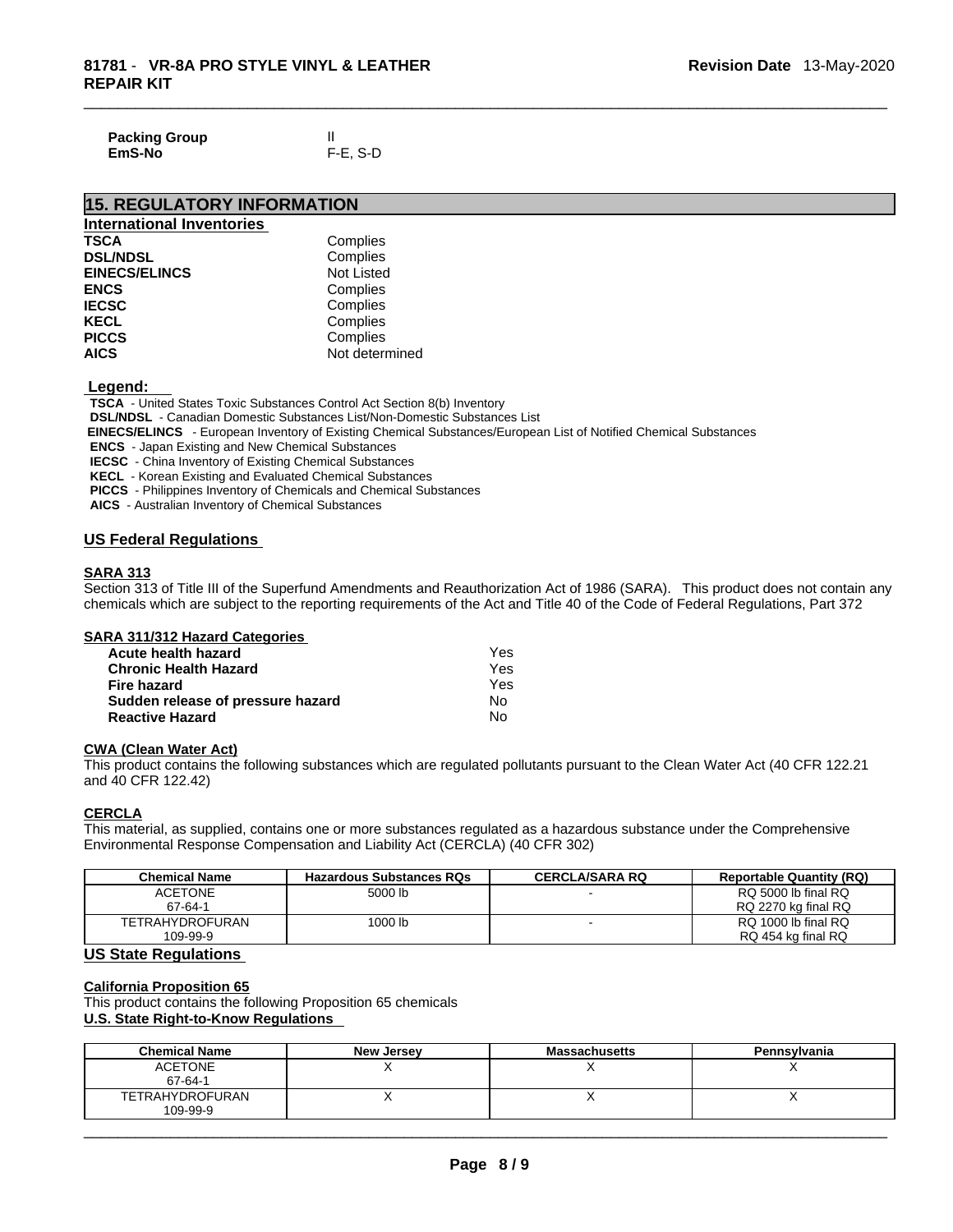| | |
|---|---|
| **Packing Group** | II |
| **EmS-No** | F-E, S-D |

## 15. REGULATORY INFORMATION

### International Inventories

| | |
|---|---|
| **TSCA** | Complies |
| **DSL/NDSL** | Complies |
| **EINECS/ELINCS** | Not Listed |
| **ENCS** | Complies |
| **IECSC** | Complies |
| **KECL** | Complies |
| **PICCS** | Complies |
| **AICS** | Not determined |

**Legend:**

**TSCA** - United States Toxic Substances Control Act Section 8(b) Inventory
**DSL/NDSL** - Canadian Domestic Substances List/Non-Domestic Substances List
**EINECS/ELINCS** - European Inventory of Existing Chemical Substances/European List of Notified Chemical Substances
**ENCS** - Japan Existing and New Chemical Substances
**IECSC** - China Inventory of Existing Chemical Substances
**KECL** - Korean Existing and Evaluated Chemical Substances
**PICCS** - Philippines Inventory of Chemicals and Chemical Substances
**AICS** - Australian Inventory of Chemical Substances

### US Federal Regulations

**SARA 313**

Section 313 of Title III of the Superfund Amendments and Reauthorization Act of 1986 (SARA). This product does not contain any chemicals which are subject to the reporting requirements of the Act and Title 40 of the Code of Federal Regulations, Part 372

**SARA 311/312 Hazard Categories**

| | |
|---|---|
| **Acute health hazard** | Yes |
| **Chronic Health Hazard** | Yes |
| **Fire hazard** | Yes |
| **Sudden release of pressure hazard** | No |
| **Reactive Hazard** | No |

**CWA (Clean Water Act)**

This product contains the following substances which are regulated pollutants pursuant to the Clean Water Act (40 CFR 122.21 and 40 CFR 122.42)

**CERCLA**

This material, as supplied, contains one or more substances regulated as a hazardous substance under the Comprehensive Environmental Response Compensation and Liability Act (CERCLA) (40 CFR 302)

| Chemical Name | Hazardous Substances RQs | CERCLA/SARA RQ | Reportable Quantity (RQ) |
|---|---|---|---|
| ACETONE<br>67-64-1 | 5000 lb | - | RQ 5000 lb final RQ<br>RQ 2270 kg final RQ |
| TETRAHYDROFURAN<br>109-99-9 | 1000 lb | - | RQ 1000 lb final RQ<br>RQ 454 kg final RQ |

### US State Regulations

**California Proposition 65**

This product contains the following Proposition 65 chemicals

**U.S. State Right-to-Know Regulations**

| Chemical Name | New Jersey | Massachusetts | Pennsylvania |
|---|---|---|---|
| ACETONE<br>67-64-1 | X | X | X |
| TETRAHYDROFURAN<br>109-99-9 | X | X | X |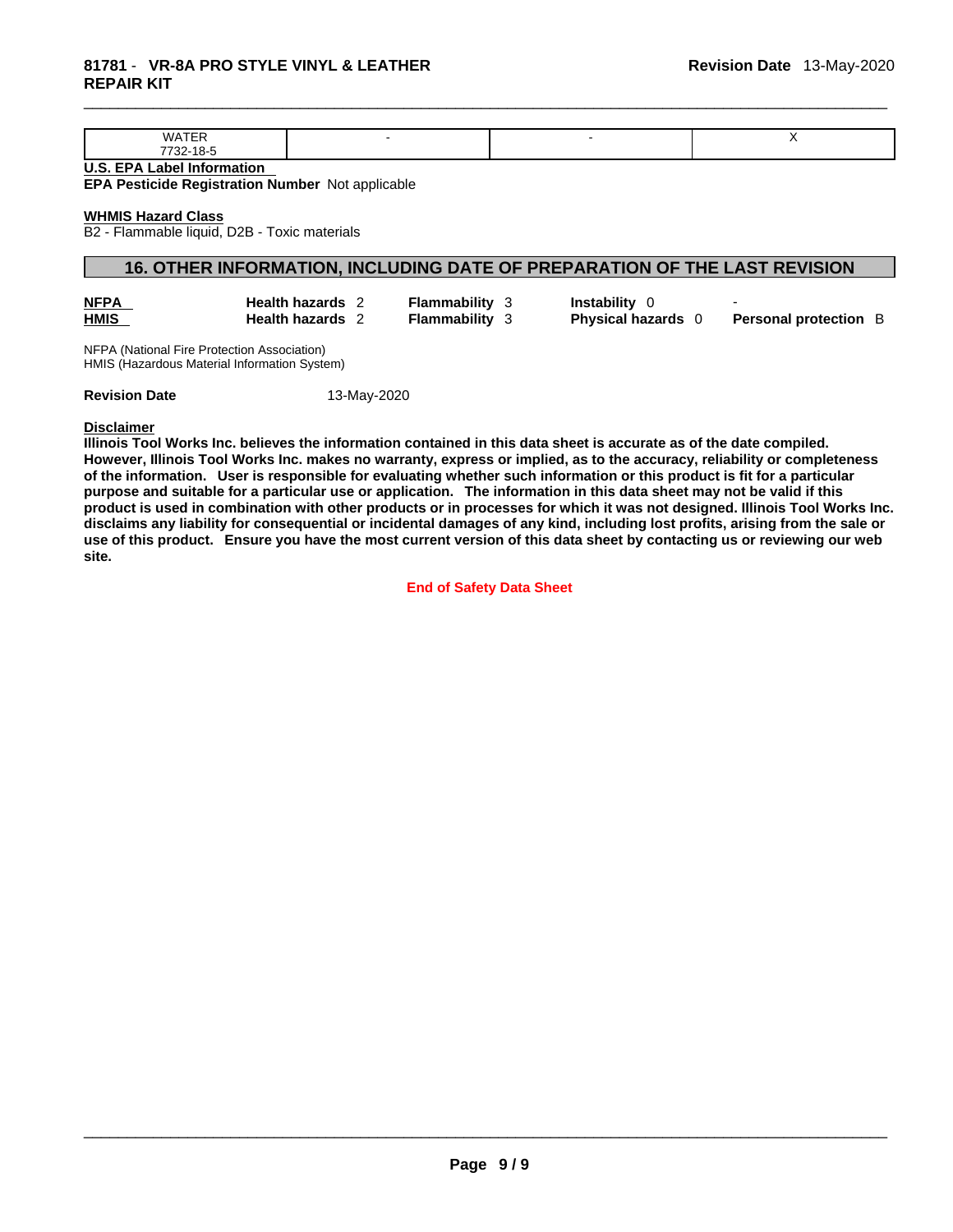| | | | |
|---|---|---|---|
| WATER<br>7732-18-5 | - | - | X |

**U.S. EPA Label Information**

**EPA Pesticide Registration Number** Not applicable

**WHMIS Hazard Class**

B2 - Flammable liquid, D2B - Toxic materials

## 16. OTHER INFORMATION, INCLUDING DATE OF PREPARATION OF THE LAST REVISION

| | | | | |
|---|---|---|---|---|
| **NFPA** | **Health hazards** 2 | **Flammability** 3 | **Instability** 0 | - |
| **HMIS** | **Health hazards** 2 | **Flammability** 3 | **Physical hazards** 0 | **Personal protection** B |

NFPA (National Fire Protection Association)
HMIS (Hazardous Material Information System)

**Revision Date** 13-May-2020

**Disclaimer**

**Illinois Tool Works Inc. believes the information contained in this data sheet is accurate as of the date compiled. However, Illinois Tool Works Inc. makes no warranty, express or implied, as to the accuracy, reliability or completeness of the information. User is responsible for evaluating whether such information or this product is fit for a particular purpose and suitable for a particular use or application. The information in this data sheet may not be valid if this product is used in combination with other products or in processes for which it was not designed. Illinois Tool Works Inc. disclaims any liability for consequential or incidental damages of any kind, including lost profits, arising from the sale or use of this product. Ensure you have the most current version of this data sheet by contacting us or reviewing our web site.**

**End of Safety Data Sheet**